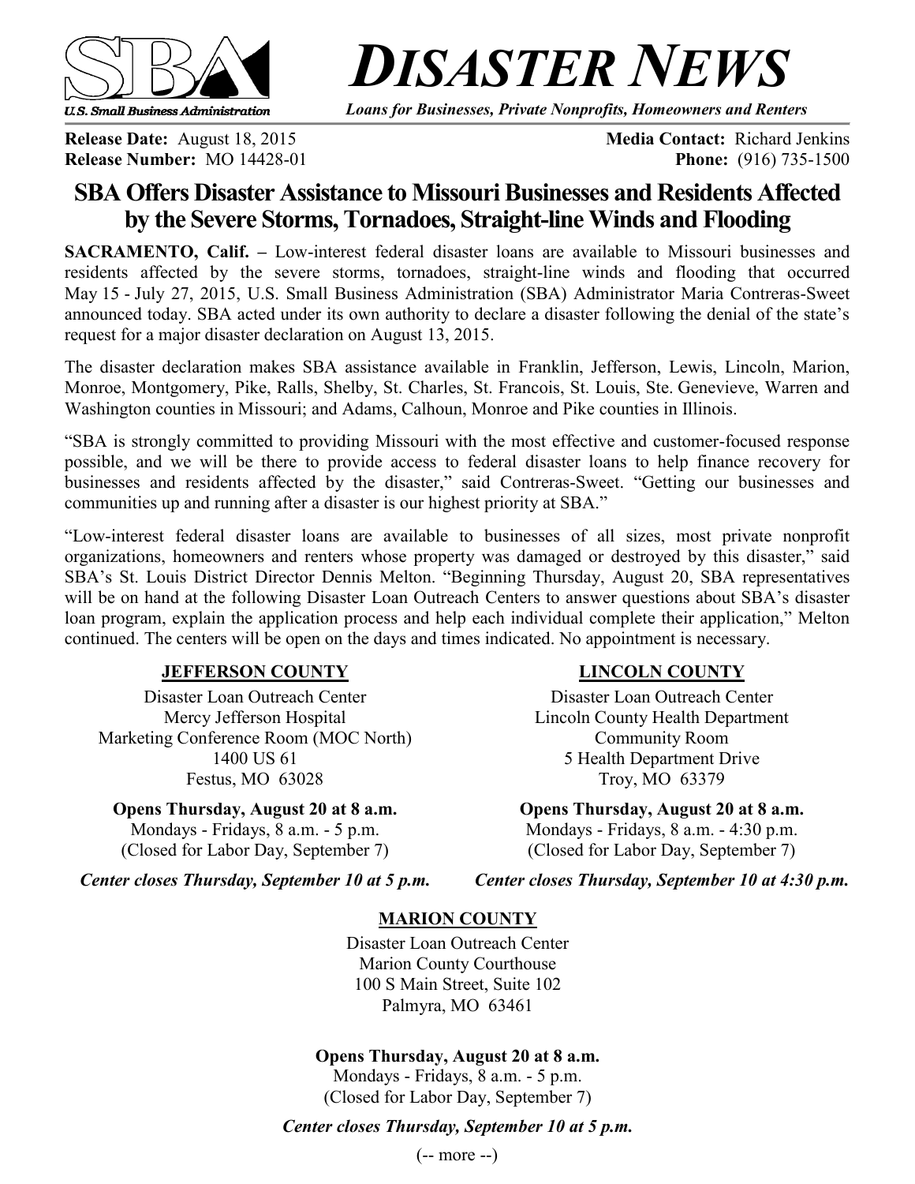# DISASTER NEWS

*Loans for Businesses, Private Nonprofits, Homeowners and Renters*

U.S. Small Business Administration

**Release Date:** August 18, 2015
**Release Number:** MO 14428-01

**Media Contact:** Richard Jenkins
**Phone:** (916) 735-1500

## SBA Offers Disaster Assistance to Missouri Businesses and Residents Affected by the Severe Storms, Tornadoes, Straight-line Winds and Flooding

**SACRAMENTO, Calif. –** Low-interest federal disaster loans are available to Missouri businesses and residents affected by the severe storms, tornadoes, straight-line winds and flooding that occurred May 15 - July 27, 2015, U.S. Small Business Administration (SBA) Administrator Maria Contreras-Sweet announced today. SBA acted under its own authority to declare a disaster following the denial of the state's request for a major disaster declaration on August 13, 2015.

The disaster declaration makes SBA assistance available in Franklin, Jefferson, Lewis, Lincoln, Marion, Monroe, Montgomery, Pike, Ralls, Shelby, St. Charles, St. Francois, St. Louis, Ste. Genevieve, Warren and Washington counties in Missouri; and Adams, Calhoun, Monroe and Pike counties in Illinois.

"SBA is strongly committed to providing Missouri with the most effective and customer-focused response possible, and we will be there to provide access to federal disaster loans to help finance recovery for businesses and residents affected by the disaster," said Contreras-Sweet. "Getting our businesses and communities up and running after a disaster is our highest priority at SBA."

"Low-interest federal disaster loans are available to businesses of all sizes, most private nonprofit organizations, homeowners and renters whose property was damaged or destroyed by this disaster," said SBA's St. Louis District Director Dennis Melton. "Beginning Thursday, August 20, SBA representatives will be on hand at the following Disaster Loan Outreach Centers to answer questions about SBA's disaster loan program, explain the application process and help each individual complete their application," Melton continued. The centers will be open on the days and times indicated. No appointment is necessary.

**JEFFERSON COUNTY**

Disaster Loan Outreach Center
Mercy Jefferson Hospital
Marketing Conference Room (MOC North)
1400 US 61
Festus, MO 63028

**Opens Thursday, August 20 at 8 a.m.**
Mondays - Fridays, 8 a.m. - 5 p.m.
(Closed for Labor Day, September 7)

***Center closes Thursday, September 10 at 5 p.m.***

**LINCOLN COUNTY**

Disaster Loan Outreach Center
Lincoln County Health Department
Community Room
5 Health Department Drive
Troy, MO 63379

**Opens Thursday, August 20 at 8 a.m.**
Mondays - Fridays, 8 a.m. - 4:30 p.m.
(Closed for Labor Day, September 7)

***Center closes Thursday, September 10 at 4:30 p.m.***

**MARION COUNTY**

Disaster Loan Outreach Center
Marion County Courthouse
100 S Main Street, Suite 102
Palmyra, MO 63461

**Opens Thursday, August 20 at 8 a.m.**
Mondays - Fridays, 8 a.m. - 5 p.m.
(Closed for Labor Day, September 7)

***Center closes Thursday, September 10 at 5 p.m.***

(-- more --)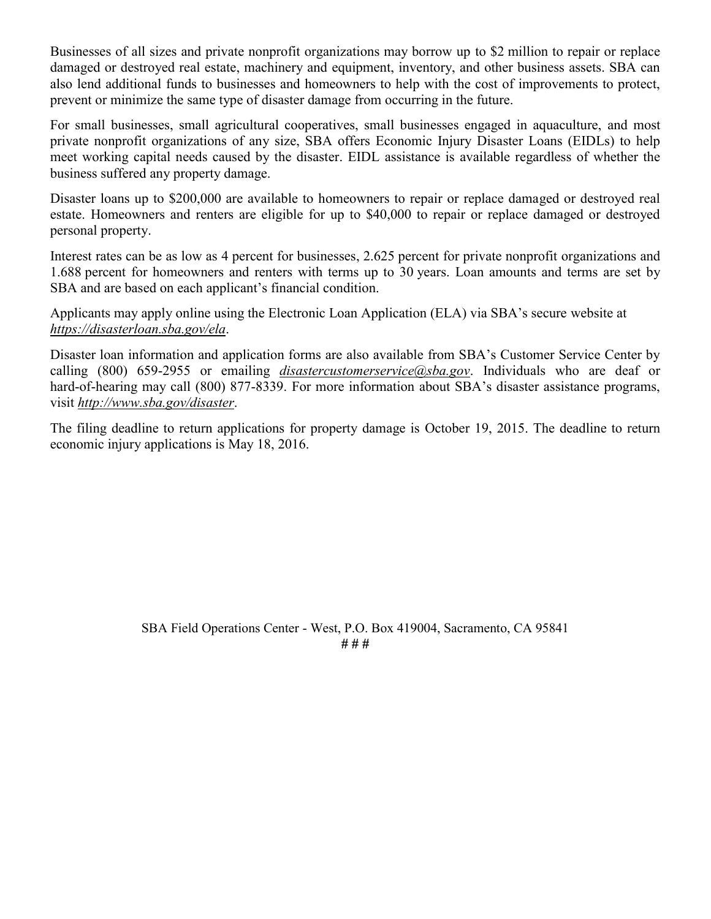Businesses of all sizes and private nonprofit organizations may borrow up to $2 million to repair or replace damaged or destroyed real estate, machinery and equipment, inventory, and other business assets. SBA can also lend additional funds to businesses and homeowners to help with the cost of improvements to protect, prevent or minimize the same type of disaster damage from occurring in the future.

For small businesses, small agricultural cooperatives, small businesses engaged in aquaculture, and most private nonprofit organizations of any size, SBA offers Economic Injury Disaster Loans (EIDLs) to help meet working capital needs caused by the disaster. EIDL assistance is available regardless of whether the business suffered any property damage.

Disaster loans up to $200,000 are available to homeowners to repair or replace damaged or destroyed real estate. Homeowners and renters are eligible for up to $40,000 to repair or replace damaged or destroyed personal property.

Interest rates can be as low as 4 percent for businesses, 2.625 percent for private nonprofit organizations and 1.688 percent for homeowners and renters with terms up to 30 years. Loan amounts and terms are set by SBA and are based on each applicant's financial condition.

Applicants may apply online using the Electronic Loan Application (ELA) via SBA's secure website at *https://disasterloan.sba.gov/ela*.

Disaster loan information and application forms are also available from SBA's Customer Service Center by calling (800) 659-2955 or emailing *disastercustomerservice@sba.gov*. Individuals who are deaf or hard-of-hearing may call (800) 877-8339. For more information about SBA's disaster assistance programs, visit *http://www.sba.gov/disaster*.

The filing deadline to return applications for property damage is October 19, 2015. The deadline to return economic injury applications is May 18, 2016.

SBA Field Operations Center - West, P.O. Box 419004, Sacramento, CA 95841

# # #